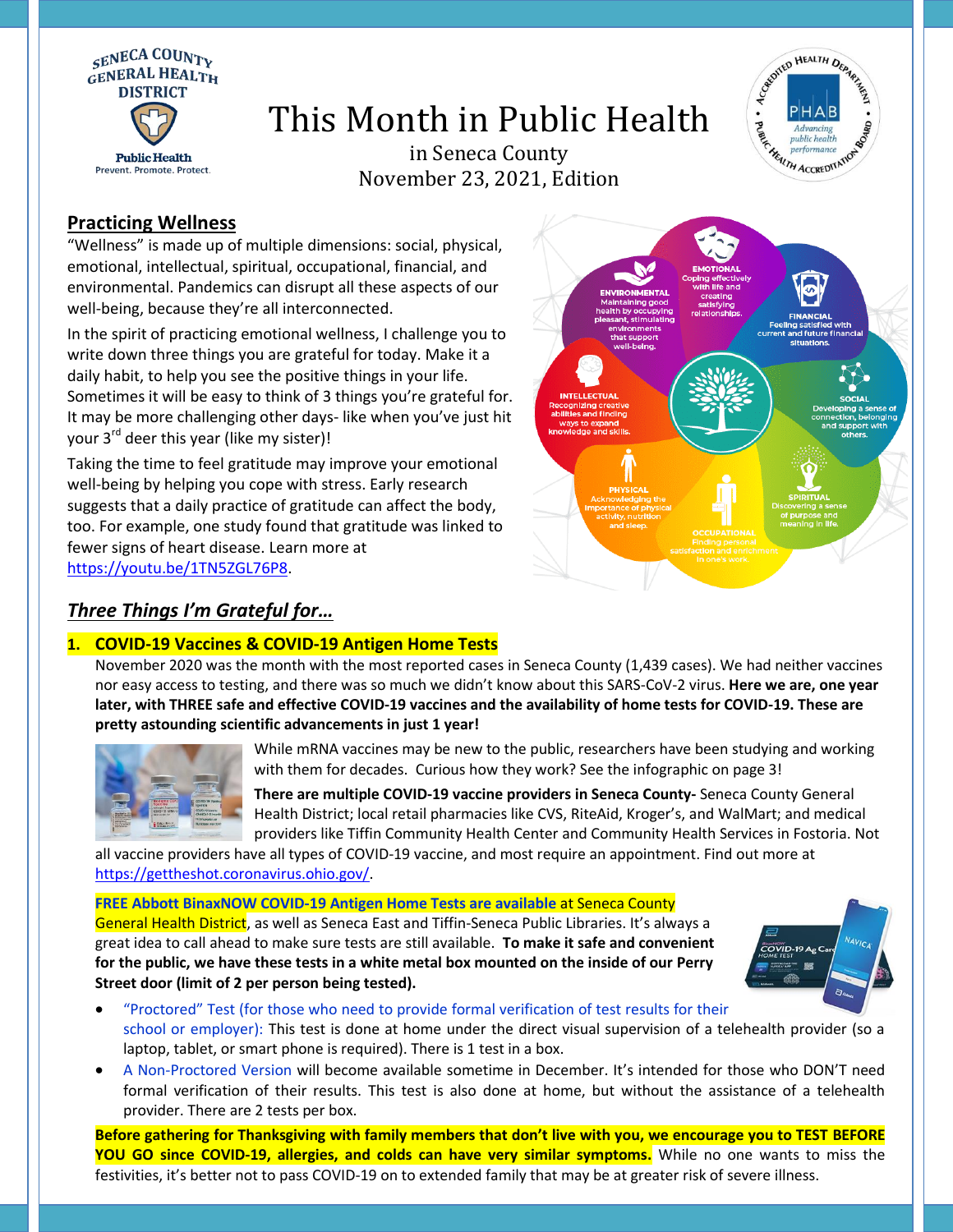SENECA COUNTY GENERAL HEALTH DISTRICT

Public Health
Prevent. Promote. Protect.

# This Month in Public Health

in Seneca County
November 23, 2021, Edition

## Practicing Wellness

"Wellness" is made up of multiple dimensions: social, physical, emotional, intellectual, spiritual, occupational, financial, and environmental. Pandemics can disrupt all these aspects of our well-being, because they're all interconnected.

In the spirit of practicing emotional wellness, I challenge you to write down three things you are grateful for today. Make it a daily habit, to help you see the positive things in your life. Sometimes it will be easy to think of 3 things you're grateful for. It may be more challenging other days- like when you've just hit your 3rd deer this year (like my sister)!

Taking the time to feel gratitude may improve your emotional well-being by helping you cope with stress. Early research suggests that a daily practice of gratitude can affect the body, too. For example, one study found that gratitude was linked to fewer signs of heart disease. Learn more at https://youtu.be/1TN5ZGL76P8.

**EMOTIONAL** Coping effectively with life and creating satisfying relationships.

**ENVIRONMENTAL** Maintaining good health by occupying pleasant, stimulating environments that support well-being.

**FINANCIAL** Feeling satisfied with current and future financial situations.

**INTELLECTUAL** Recognizing creative abilities and finding ways to expand knowledge and skills.

**SOCIAL** Developing a sense of connection, belonging and support with others.

**PHYSICAL** Acknowledging the importance of physical activity, nutrition and sleep.

**SPIRITUAL** Discovering a sense of purpose and meaning in life.

**OCCUPATIONAL** Finding personal satisfaction and enrichment in one's work.

## *Three Things I'm Grateful for…*

### 1. COVID-19 Vaccines & COVID-19 Antigen Home Tests

November 2020 was the month with the most reported cases in Seneca County (1,439 cases). We had neither vaccines nor easy access to testing, and there was so much we didn't know about this SARS-CoV-2 virus. **Here we are, one year later, with THREE safe and effective COVID-19 vaccines and the availability of home tests for COVID-19. These are pretty astounding scientific advancements in just 1 year!**

While mRNA vaccines may be new to the public, researchers have been studying and working with them for decades. Curious how they work? See the infographic on page 3!

**There are multiple COVID-19 vaccine providers in Seneca County-** Seneca County General Health District; local retail pharmacies like CVS, RiteAid, Kroger's, and WalMart; and medical providers like Tiffin Community Health Center and Community Health Services in Fostoria. Not all vaccine providers have all types of COVID-19 vaccine, and most require an appointment. Find out more at https://gettheshot.coronavirus.ohio.gov/.

**FREE Abbott BinaxNOW COVID-19 Antigen Home Tests are available** at Seneca County General Health District, as well as Seneca East and Tiffin-Seneca Public Libraries. It's always a great idea to call ahead to make sure tests are still available. **To make it safe and convenient for the public, we have these tests in a white metal box mounted on the inside of our Perry Street door (limit of 2 per person being tested).**

- "Proctored" Test (for those who need to provide formal verification of test results for their school or employer): This test is done at home under the direct visual supervision of a telehealth provider (so a laptop, tablet, or smart phone is required). There is 1 test in a box.
- A Non-Proctored Version will become available sometime in December. It's intended for those who DON'T need formal verification of their results. This test is also done at home, but without the assistance of a telehealth provider. There are 2 tests per box.

**Before gathering for Thanksgiving with family members that don't live with you, we encourage you to TEST BEFORE YOU GO since COVID-19, allergies, and colds can have very similar symptoms.** While no one wants to miss the festivities, it's better not to pass COVID-19 on to extended family that may be at greater risk of severe illness.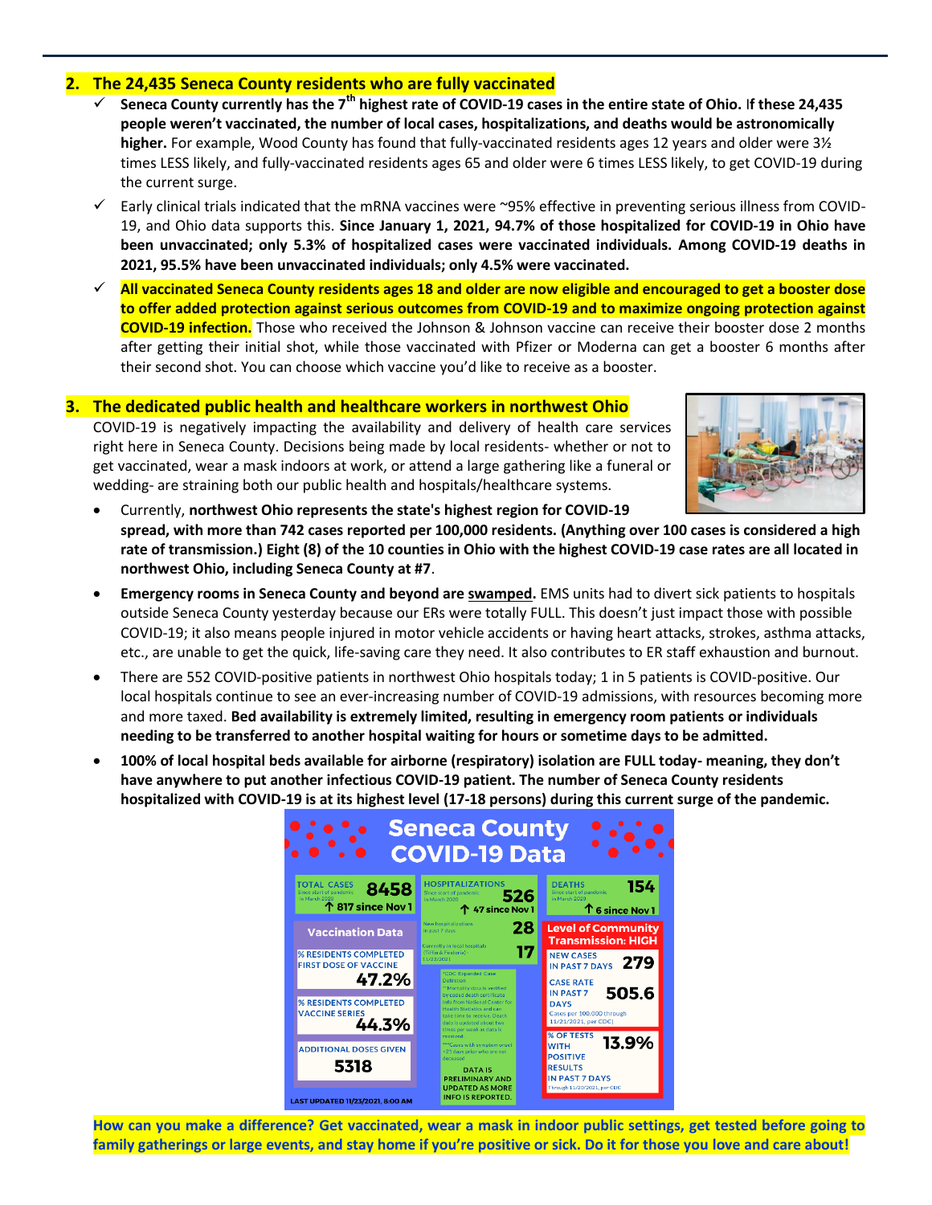## 2. The 24,435 Seneca County residents who are fully vaccinated

- ✓ **Seneca County currently has the 7th highest rate of COVID-19 cases in the entire state of Ohio.** I**f these 24,435 people weren't vaccinated, the number of local cases, hospitalizations, and deaths would be astronomically higher.** For example, Wood County has found that fully-vaccinated residents ages 12 years and older were 3½ times LESS likely, and fully-vaccinated residents ages 65 and older were 6 times LESS likely, to get COVID-19 during the current surge.
- ✓ Early clinical trials indicated that the mRNA vaccines were ~95% effective in preventing serious illness from COVID-19, and Ohio data supports this. **Since January 1, 2021, 94.7% of those hospitalized for COVID-19 in Ohio have been unvaccinated; only 5.3% of hospitalized cases were vaccinated individuals. Among COVID-19 deaths in 2021, 95.5% have been unvaccinated individuals; only 4.5% were vaccinated.**
- ✓ **All vaccinated Seneca County residents ages 18 and older are now eligible and encouraged to get a booster dose to offer added protection against serious outcomes from COVID-19 and to maximize ongoing protection against COVID-19 infection.** Those who received the Johnson & Johnson vaccine can receive their booster dose 2 months after getting their initial shot, while those vaccinated with Pfizer or Moderna can get a booster 6 months after their second shot. You can choose which vaccine you'd like to receive as a booster.

## 3. The dedicated public health and healthcare workers in northwest Ohio

COVID-19 is negatively impacting the availability and delivery of health care services right here in Seneca County. Decisions being made by local residents- whether or not to get vaccinated, wear a mask indoors at work, or attend a large gathering like a funeral or wedding- are straining both our public health and hospitals/healthcare systems.

- Currently, **northwest Ohio represents the state's highest region for COVID-19 spread, with more than 742 cases reported per 100,000 residents. (Anything over 100 cases is considered a high rate of transmission.) Eight (8) of the 10 counties in Ohio with the highest COVID-19 case rates are all located in northwest Ohio, including Seneca County at #7**.
- **Emergency rooms in Seneca County and beyond are swamped.** EMS units had to divert sick patients to hospitals outside Seneca County yesterday because our ERs were totally FULL. This doesn't just impact those with possible COVID-19; it also means people injured in motor vehicle accidents or having heart attacks, strokes, asthma attacks, etc., are unable to get the quick, life-saving care they need. It also contributes to ER staff exhaustion and burnout.
- There are 552 COVID-positive patients in northwest Ohio hospitals today; 1 in 5 patients is COVID-positive. Our local hospitals continue to see an ever-increasing number of COVID-19 admissions, with resources becoming more and more taxed. **Bed availability is extremely limited, resulting in emergency room patients or individuals needing to be transferred to another hospital waiting for hours or sometime days to be admitted.**
- **100% of local hospital beds available for airborne (respiratory) isolation are FULL today- meaning, they don't have anywhere to put another infectious COVID-19 patient. The number of Seneca County residents hospitalized with COVID-19 is at its highest level (17-18 persons) during this current surge of the pandemic.**

**Seneca County COVID-19 Data**

TOTAL CASES Since start of pandemic in March 2020: 8458 (↑ 817 since Nov 1)

HOSPITALIZATIONS Since start of pandemic in March 2020: 526 (↑ 47 since Nov 1)

DEATHS Since start of pandemic in March 2020: 154 (↑ 6 since Nov 1)

**Vaccination Data**

% RESIDENTS COMPLETED FIRST DOSE OF VACCINE: 47.2%

% RESIDENTS COMPLETED VACCINE SERIES: 44.3%

ADDITIONAL DOSES GIVEN: 5318

New hospitalizations in past 7 days: 28

Currently in local hospitals (Tiffin & Fostoria) 11/23/2021: 17

*CDC Expanded Case Definition
**Mortality data is verified by coded death certificate info from National Center for Health Statistics and can take time to receive. Death data is updated about two times per week as data is received.
***Cases with symptom onset <21 days prior who are not deceased

DATA IS PRELIMINARY AND UPDATED AS MORE INFO IS REPORTED.

**Level of Community Transmission: HIGH**

NEW CASES IN PAST 7 DAYS: 279

CASE RATE IN PAST 7 DAYS: 505.6 (Cases per 100,000 through 11/21/2021, per CDC)

% OF TESTS WITH POSITIVE RESULTS IN PAST 7 DAYS: 13.9% (Through 11/20/2021, per CDC)

LAST UPDATED 11/23/2021, 8:00 AM

**How can you make a difference? Get vaccinated, wear a mask in indoor public settings, get tested before going to family gatherings or large events, and stay home if you're positive or sick. Do it for those you love and care about!**